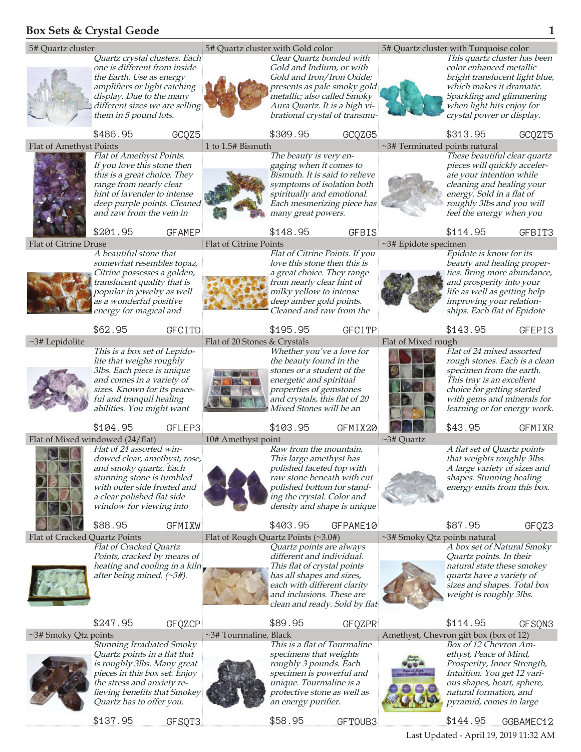# Box Sets & Crystal Geode

### 5# Quartz cluster

*Quartz crystal clusters. Each one is different from inside the Earth. Use as energy amplifiers or light catching display. Due to the many different sizes we are selling them in 5 pound lots.*

$486.95 GCQZ5

### 5# Quartz cluster with Gold color

*Clear Quartz bonded with Gold and Indium, or with Gold and Iron/Iron Oxide; presents as pale smoky gold metallic; also called Smoky Aura Quartz. It is a high vibrational crystal of transmu-*

$309.95 GCQZG5

### 5# Quartz cluster with Turquoise color

*This quartz cluster has been color enhanced metallic bright translucent light blue, which makes it dramatic. Sparkling and glimmering when light hits enjoy for crystal power or display.*

$313.95 GCQZT5

### Flat of Amethyst Points

*Flat of Amethyst Points. If you love this stone then this is a great choice. They range from nearly clear hint of lavender to intense deep purple points. Cleaned and raw from the vein in*

$201.95 GFAMEP

### 1 to 1.5# Bismuth

*The beauty is very engaging when it comes to Bismuth. It is said to relieve symptoms of isolation both spiritually and emotional. Each mesmerizing piece has many great powers.*

$148.95 GFBIS

### ~3# Terminated points natural

*These beautiful clear quartz pieces will quickly accelerate your intention while cleaning and healing your energy. Sold in a flat of roughly 3lbs and you will feel the energy when you*

$114.95 GFBIT3

### Flat of Citrine Druse

*A beautiful stone that somewhat resembles topaz, Citrine possesses a golden, translucent quality that is popular in jewelry as well as a wonderful positive energy for magical and*

$62.95 GFCITD

### Flat of Citrine Points

*Flat of Citrine Points. If you love this stone then this is a great choice. They range from nearly clear hint of milky yellow to intense deep amber gold points. Cleaned and raw from the*

$195.95 GFCITP

### ~3# Epidote specimen

*Epidote is know for its beauty and healing properties. Bring more abundance, and prosperity into your life as well as getting help improving your relationships. Each flat of Epidote*

$143.95 GFEPI3

### ~3# Lepidolite

*This is a box set of Lepidolite that weighs roughly 3lbs. Each piece is unique and comes in a variety of sizes. Known for its peaceful and tranquil healing abilities. You might want*

$104.95 GFLEP3

### Flat of 20 Stones & Crystals

*Whether you've a love for the beauty found in the stones or a student of the energetic and spiritual properties of gemstones and crystals, this flat of 20 Mixed Stones will be an*

$103.95 GFMIX20

### Flat of Mixed rough

*Flat of 24 mixed assorted rough stones. Each is a clean specimen from the earth. This tray is an excellent choice for getting started with gems and minerals for learning or for energy work.*

$43.95 GFMIXR

### Flat of Mixed windowed (24/flat)

*Flat of 24 assorted windowed clear, amethyst, rose, and smoky quartz. Each stunning stone is tumbled with outer side frosted and a clear polished flat side window for viewing into*

$88.95 GFMIXW

### 10# Amethyst point

*Raw from the mountain. This large amethyst has polished faceted top with raw stone beneath with cut polished bottom for standing the crystal. Color and density and shape is unique*

$403.95 GFPAME10

### ~3# Quartz

*A flat set of Quartz points that weights roughly 3lbs. A large variety of sizes and shapes. Stunning healing energy emits from this box.*

$87.95 GFQZ3

### Flat of Cracked Quartz Points

*Flat of Cracked Quartz Points, cracked by means of heating and cooling in a kiln after being mined. (~3#).*

$247.95 GFQZCP

### Flat of Rough Quartz Points (~3.0#)

*Quartz points are always different and individual. This flat of crystal points has all shapes and sizes, each with different clarity and inclusions. These are clean and ready. Sold by flat*

$89.95 GFQZPR

### ~3# Smoky Qtz points natural

*A box set of Natural Smoky Quartz points. In their natural state these smokey quartz have a variety of sizes and shapes. Total box weight is roughly 3lbs.*

$114.95 GFSQN3

### ~3# Smoky Qtz points

*Stunning Irradiated Smoky Quartz points in a flat that is roughly 3lbs. Many great pieces in this box set. Enjoy the stress and anxiety relieving benefits that Smokey Quartz has to offer you.*

$137.95 GFSQT3

### ~3# Tourmaline, Black

*This is a flat of Tourmaline specimens that weights roughly 3 pounds. Each specimen is powerful and unique. Tourmaline is a protective stone as well as an energy purifier.*

$58.95 GFTOUB3

### Amethyst, Chevron gift box (box of 12)

*Box of 12 Chevron Amethyst, Peace of Mind, Prosperity, Inner Strength, Intuition. You get 12 various shapes, heart, sphere, natural formation, and pyramid, comes in large*

$144.95 GGBAMEC12

Last Updated - April 19, 2019 11:32 AM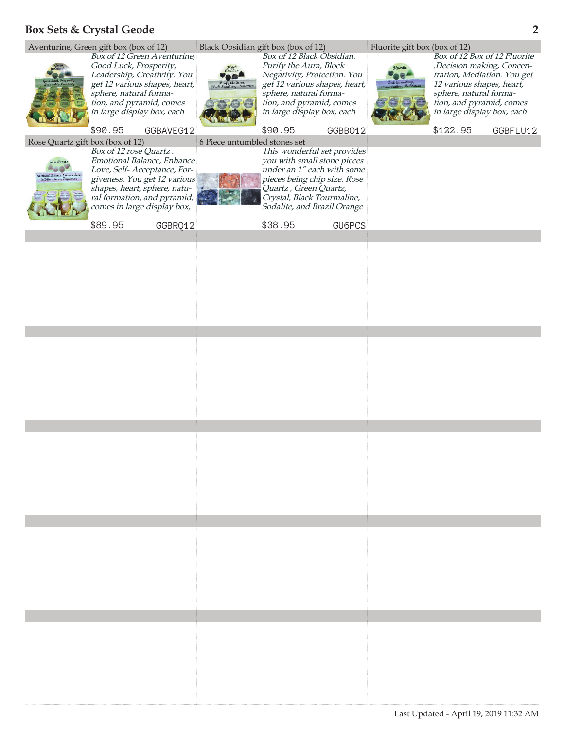# Box Sets & Crystal Geode

### Aventurine, Green gift box (box of 12)

*Box of 12 Green Aventurine, Good Luck, Prosperity, Leadership, Creativity. You get 12 various shapes, heart, sphere, natural formation, and pyramid, comes in large display box, each*

$90.95 GGBAVEG12

### Black Obsidian gift box (box of 12)

*Box of 12 Black Obsidian. Purify the Aura, Block Negativity, Protection. You get 12 various shapes, heart, sphere, natural formation, and pyramid, comes in large display box, each*

$90.95 GGBBO12

### Fluorite gift box (box of 12)

*Box of 12 Box of 12 Fluorite .Decision making, Concentration, Mediation. You get 12 various shapes, heart, sphere, natural formation, and pyramid, comes in large display box, each*

$122.95 GGBFLU12

### Rose Quartz gift box (box of 12)

*Box of 12 rose Quartz . Emotional Balance, Enhance Love, Self- Acceptance, Forgiveness. You get 12 various shapes, heart, sphere, natural formation, and pyramid, comes in large display box,*

$89.95 GGBRQ12

### 6 Piece untumbled stones set

*This wonderful set provides you with small stone pieces under an 1" each with some pieces being chip size. Rose Quartz , Green Quartz, Crystal, Black Tourmaline, Sodalite, and Brazil Orange*

$38.95 GU6PCS

Last Updated - April 19, 2019 11:32 AM